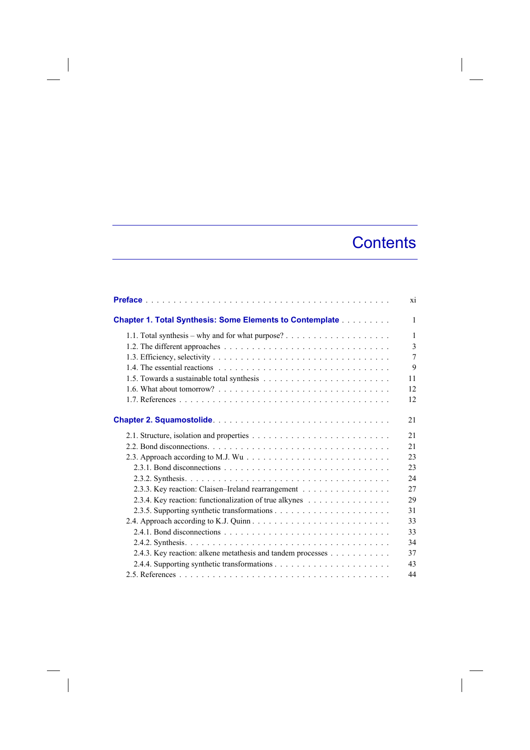# Contents

| | |
|---|---|
| **Preface** | xi |
| **Chapter 1. Total Synthesis: Some Elements to Contemplate** | 1 |
| 1.1. Total synthesis – why and for what purpose? | 1 |
| 1.2. The different approaches | 3 |
| 1.3. Efficiency, selectivity | 7 |
| 1.4. The essential reactions | 9 |
| 1.5. Towards a sustainable total synthesis | 11 |
| 1.6. What about tomorrow? | 12 |
| 1.7. References | 12 |
| **Chapter 2. Squamostolide** | 21 |
| 2.1. Structure, isolation and properties | 21 |
| 2.2. Bond disconnections | 21 |
| 2.3. Approach according to M.J. Wu | 23 |
| 2.3.1. Bond disconnections | 23 |
| 2.3.2. Synthesis | 24 |
| 2.3.3. Key reaction: Claisen–Ireland rearrangement | 27 |
| 2.3.4. Key reaction: functionalization of true alkynes | 29 |
| 2.3.5. Supporting synthetic transformations | 31 |
| 2.4. Approach according to K.J. Quinn | 33 |
| 2.4.1. Bond disconnections | 33 |
| 2.4.2. Synthesis | 34 |
| 2.4.3. Key reaction: alkene metathesis and tandem processes | 37 |
| 2.4.4. Supporting synthetic transformations | 43 |
| 2.5. References | 44 |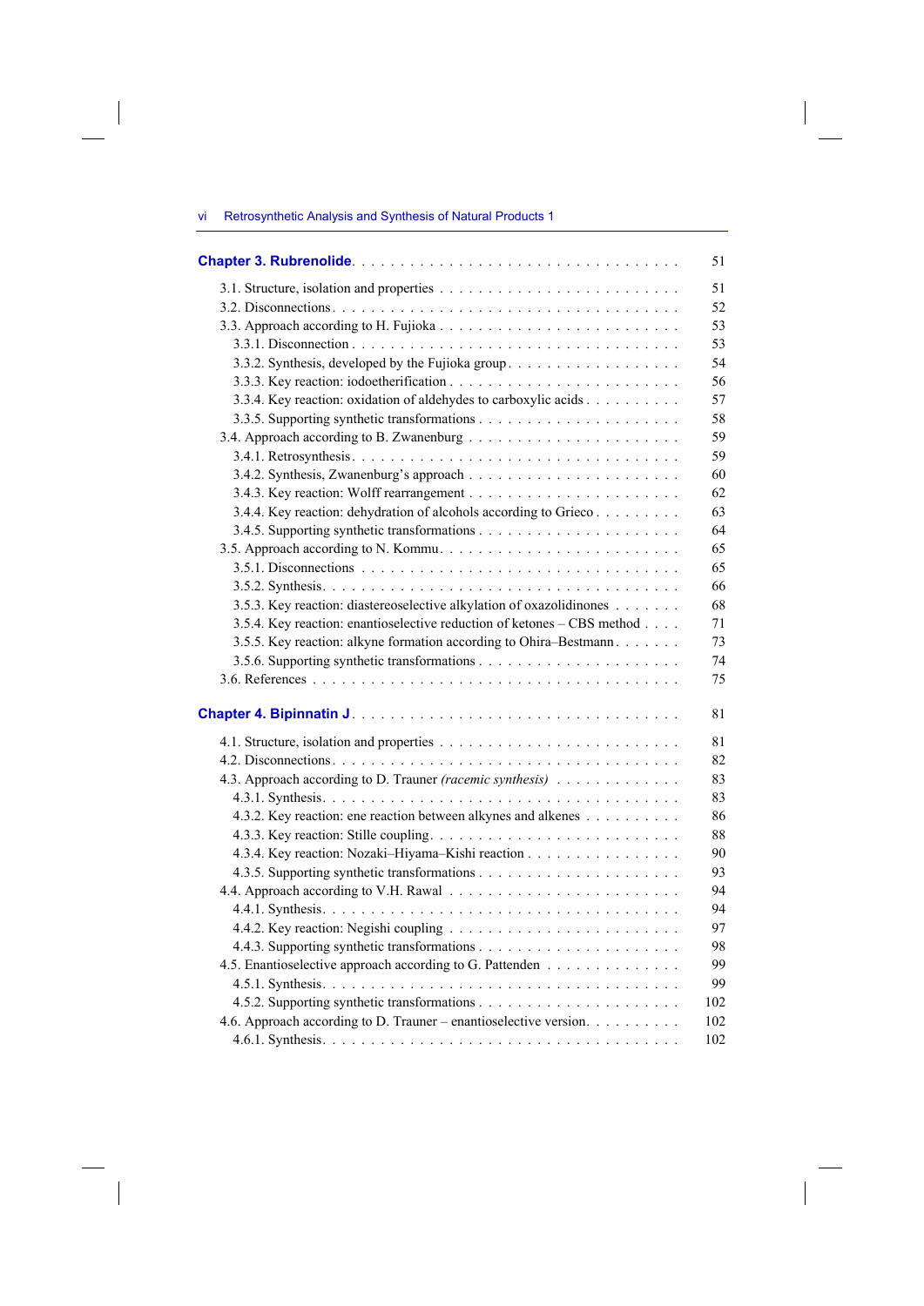**Chapter 3. Rubrenolide** . . . . . . . . . . . . . . . . . . . . . . . . . . . . . . 51

3.1. Structure, isolation and properties . . . . . . . . . . . . . . . . . . . . . . . 51
3.2. Disconnections . . . . . . . . . . . . . . . . . . . . . . . . . . . . . . . . 52
3.3. Approach according to H. Fujioka . . . . . . . . . . . . . . . . . . . . . . 53
  3.3.1. Disconnection . . . . . . . . . . . . . . . . . . . . . . . . . . . . . 53
  3.3.2. Synthesis, developed by the Fujioka group . . . . . . . . . . . . . . . . 54
  3.3.3. Key reaction: iodoetherification . . . . . . . . . . . . . . . . . . . . . 56
  3.3.4. Key reaction: oxidation of aldehydes to carboxylic acids . . . . . . . . . 57
  3.3.5. Supporting synthetic transformations . . . . . . . . . . . . . . . . . . . 58
3.4. Approach according to B. Zwanenburg . . . . . . . . . . . . . . . . . . . . 59
  3.4.1. Retrosynthesis . . . . . . . . . . . . . . . . . . . . . . . . . . . . . 59
  3.4.2. Synthesis, Zwanenburg's approach . . . . . . . . . . . . . . . . . . . . 60
  3.4.3. Key reaction: Wolff rearrangement . . . . . . . . . . . . . . . . . . . . 62
  3.4.4. Key reaction: dehydration of alcohols according to Grieco . . . . . . . . 63
  3.4.5. Supporting synthetic transformations . . . . . . . . . . . . . . . . . . . 64
3.5. Approach according to N. Kommu . . . . . . . . . . . . . . . . . . . . . . 65
  3.5.1. Disconnections . . . . . . . . . . . . . . . . . . . . . . . . . . . . . 65
  3.5.2. Synthesis . . . . . . . . . . . . . . . . . . . . . . . . . . . . . . . . 66
  3.5.3. Key reaction: diastereoselective alkylation of oxazolidinones . . . . . . . 68
  3.5.4. Key reaction: enantioselective reduction of ketones – CBS method . . . . 71
  3.5.5. Key reaction: alkyne formation according to Ohira–Bestmann . . . . . . . 73
  3.5.6. Supporting synthetic transformations . . . . . . . . . . . . . . . . . . . 74
3.6. References . . . . . . . . . . . . . . . . . . . . . . . . . . . . . . . . . 75

**Chapter 4. Bipinnatin J** . . . . . . . . . . . . . . . . . . . . . . . . . . . . . . 81

4.1. Structure, isolation and properties . . . . . . . . . . . . . . . . . . . . . . . 81
4.2. Disconnections . . . . . . . . . . . . . . . . . . . . . . . . . . . . . . . . 82
4.3. Approach according to D. Trauner *(racemic synthesis)* . . . . . . . . . . . . . 83
  4.3.1. Synthesis . . . . . . . . . . . . . . . . . . . . . . . . . . . . . . . . 83
  4.3.2. Key reaction: ene reaction between alkynes and alkenes . . . . . . . . . . 86
  4.3.3. Key reaction: Stille coupling . . . . . . . . . . . . . . . . . . . . . . . 88
  4.3.4. Key reaction: Nozaki–Hiyama–Kishi reaction . . . . . . . . . . . . . . . . 90
  4.3.5. Supporting synthetic transformations . . . . . . . . . . . . . . . . . . . 93
4.4. Approach according to V.H. Rawal . . . . . . . . . . . . . . . . . . . . . . 94
  4.4.1. Synthesis . . . . . . . . . . . . . . . . . . . . . . . . . . . . . . . . 94
  4.4.2. Key reaction: Negishi coupling . . . . . . . . . . . . . . . . . . . . . . 97
  4.4.3. Supporting synthetic transformations . . . . . . . . . . . . . . . . . . . 98
4.5. Enantioselective approach according to G. Pattenden . . . . . . . . . . . . . . 99
  4.5.1. Synthesis . . . . . . . . . . . . . . . . . . . . . . . . . . . . . . . . 99
  4.5.2. Supporting synthetic transformations . . . . . . . . . . . . . . . . . . . 102
4.6. Approach according to D. Trauner – enantioselective version . . . . . . . . . . 102
  4.6.1. Synthesis . . . . . . . . . . . . . . . . . . . . . . . . . . . . . . . . 102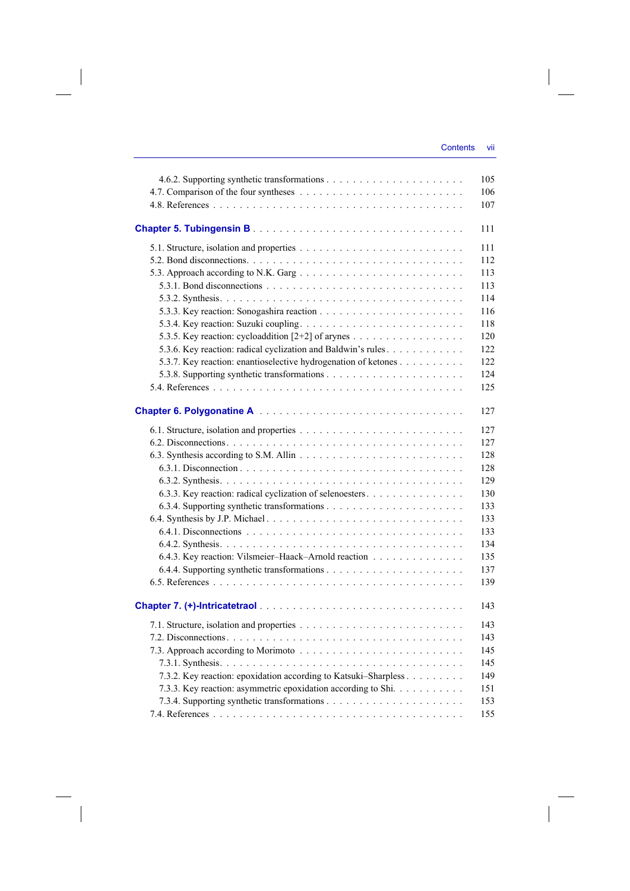4.6.2. Supporting synthetic transformations . . . . . . . . . . . . . . . . . . . . 105
4.7. Comparison of the four syntheses . . . . . . . . . . . . . . . . . . . . . . . 106
4.8. References . . . . . . . . . . . . . . . . . . . . . . . . . . . . . . . . . . 107

**Chapter 5. Tubingensin B** . . . . . . . . . . . . . . . . . . . . . . . . . . . 111

5.1. Structure, isolation and properties . . . . . . . . . . . . . . . . . . . . . 111
5.2. Bond disconnections. . . . . . . . . . . . . . . . . . . . . . . . . . . . . 112
5.3. Approach according to N.K. Garg . . . . . . . . . . . . . . . . . . . . . . 113
5.3.1. Bond disconnections . . . . . . . . . . . . . . . . . . . . . . . . . . 113
5.3.2. Synthesis. . . . . . . . . . . . . . . . . . . . . . . . . . . . . . . . 114
5.3.3. Key reaction: Sonogashira reaction . . . . . . . . . . . . . . . . . . . 116
5.3.4. Key reaction: Suzuki coupling. . . . . . . . . . . . . . . . . . . . . . 118
5.3.5. Key reaction: cycloaddition [2+2] of arynes . . . . . . . . . . . . . . . 120
5.3.6. Key reaction: radical cyclization and Baldwin's rules. . . . . . . . . . . 122
5.3.7. Key reaction: enantioselective hydrogenation of ketones . . . . . . . . . 122
5.3.8. Supporting synthetic transformations . . . . . . . . . . . . . . . . . . 124
5.4. References . . . . . . . . . . . . . . . . . . . . . . . . . . . . . . . . . . 125

**Chapter 6. Polygonatine A** . . . . . . . . . . . . . . . . . . . . . . . . . . . 127

6.1. Structure, isolation and properties . . . . . . . . . . . . . . . . . . . . . 127
6.2. Disconnections. . . . . . . . . . . . . . . . . . . . . . . . . . . . . . . . 127
6.3. Synthesis according to S.M. Allin . . . . . . . . . . . . . . . . . . . . . . 128
6.3.1. Disconnection . . . . . . . . . . . . . . . . . . . . . . . . . . . . . . 128
6.3.2. Synthesis. . . . . . . . . . . . . . . . . . . . . . . . . . . . . . . . 129
6.3.3. Key reaction: radical cyclization of selenoesters. . . . . . . . . . . . . 130
6.3.4. Supporting synthetic transformations . . . . . . . . . . . . . . . . . . 133
6.4. Synthesis by J.P. Michael . . . . . . . . . . . . . . . . . . . . . . . . . . 133
6.4.1. Disconnections . . . . . . . . . . . . . . . . . . . . . . . . . . . . . 133
6.4.2. Synthesis. . . . . . . . . . . . . . . . . . . . . . . . . . . . . . . . 134
6.4.3. Key reaction: Vilsmeier–Haack–Arnold reaction . . . . . . . . . . . . . 135
6.4.4. Supporting synthetic transformations . . . . . . . . . . . . . . . . . . 137
6.5. References . . . . . . . . . . . . . . . . . . . . . . . . . . . . . . . . . . 139

**Chapter 7. (+)-Intricatetraol** . . . . . . . . . . . . . . . . . . . . . . . . . . 143

7.1. Structure, isolation and properties . . . . . . . . . . . . . . . . . . . . . 143
7.2. Disconnections. . . . . . . . . . . . . . . . . . . . . . . . . . . . . . . . 143
7.3. Approach according to Morimoto . . . . . . . . . . . . . . . . . . . . . . 145
7.3.1. Synthesis. . . . . . . . . . . . . . . . . . . . . . . . . . . . . . . . 145
7.3.2. Key reaction: epoxidation according to Katsuki–Sharpless . . . . . . . . 149
7.3.3. Key reaction: asymmetric epoxidation according to Shi. . . . . . . . . . 151
7.3.4. Supporting synthetic transformations . . . . . . . . . . . . . . . . . . 153
7.4. References . . . . . . . . . . . . . . . . . . . . . . . . . . . . . . . . . . 155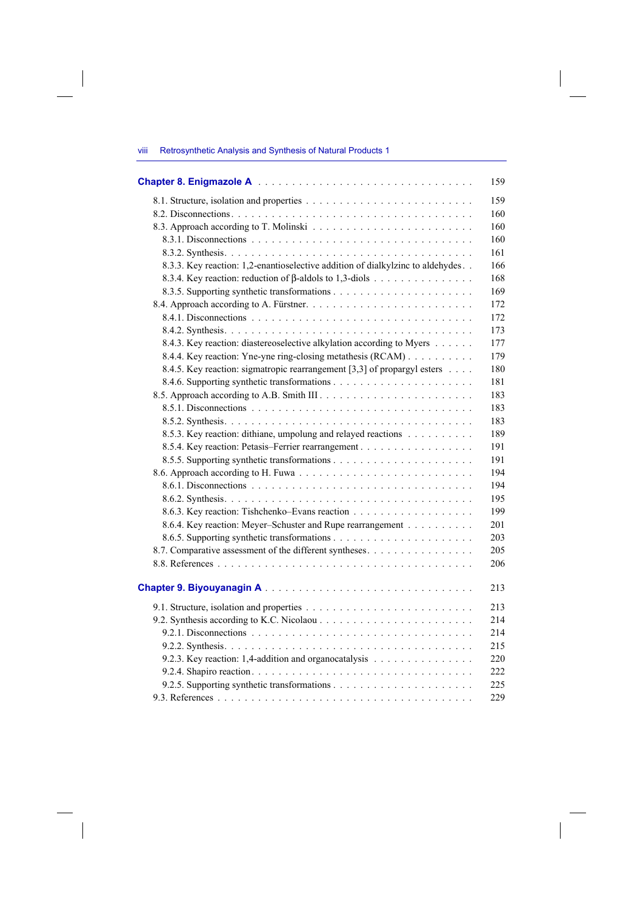**Chapter 8. Enigmazole A** . . . . . . . . . . . . . . . . . . . . . . . . . . . . . . 159

8.1. Structure, isolation and properties . . . . . . . . . . . . . . . . . . . . . . . . 159
8.2. Disconnections . . . . . . . . . . . . . . . . . . . . . . . . . . . . . . . . . 160
8.3. Approach according to T. Molinski . . . . . . . . . . . . . . . . . . . . . . 160
8.3.1. Disconnections . . . . . . . . . . . . . . . . . . . . . . . . . . . . . . 160
8.3.2. Synthesis . . . . . . . . . . . . . . . . . . . . . . . . . . . . . . . . . 161
8.3.3. Key reaction: 1,2-enantioselective addition of dialkylzinc to aldehydes . . 166
8.3.4. Key reaction: reduction of β-aldols to 1,3-diols . . . . . . . . . . . . . . 168
8.3.5. Supporting synthetic transformations . . . . . . . . . . . . . . . . . . . 169
8.4. Approach according to A. Fürstner . . . . . . . . . . . . . . . . . . . . . . 172
8.4.1. Disconnections . . . . . . . . . . . . . . . . . . . . . . . . . . . . . . 172
8.4.2. Synthesis . . . . . . . . . . . . . . . . . . . . . . . . . . . . . . . . . 173
8.4.3. Key reaction: diastereoselective alkylation according to Myers . . . . . . 177
8.4.4. Key reaction: Yne-yne ring-closing metathesis (RCAM) . . . . . . . . . . 179
8.4.5. Key reaction: sigmatropic rearrangement [3,3] of propargyl esters . . . . 180
8.4.6. Supporting synthetic transformations . . . . . . . . . . . . . . . . . . . 181
8.5. Approach according to A.B. Smith III . . . . . . . . . . . . . . . . . . . . . 183
8.5.1. Disconnections . . . . . . . . . . . . . . . . . . . . . . . . . . . . . . 183
8.5.2. Synthesis . . . . . . . . . . . . . . . . . . . . . . . . . . . . . . . . . 183
8.5.3. Key reaction: dithiane, umpolung and relayed reactions . . . . . . . . . . 189
8.5.4. Key reaction: Petasis–Ferrier rearrangement . . . . . . . . . . . . . . . . 191
8.5.5. Supporting synthetic transformations . . . . . . . . . . . . . . . . . . . 191
8.6. Approach according to H. Fuwa . . . . . . . . . . . . . . . . . . . . . . . . 194
8.6.1. Disconnections . . . . . . . . . . . . . . . . . . . . . . . . . . . . . . 194
8.6.2. Synthesis . . . . . . . . . . . . . . . . . . . . . . . . . . . . . . . . . 195
8.6.3. Key reaction: Tishchenko–Evans reaction . . . . . . . . . . . . . . . . . 199
8.6.4. Key reaction: Meyer–Schuster and Rupe rearrangement . . . . . . . . . . 201
8.6.5. Supporting synthetic transformations . . . . . . . . . . . . . . . . . . . 203
8.7. Comparative assessment of the different syntheses . . . . . . . . . . . . . . . 205
8.8. References . . . . . . . . . . . . . . . . . . . . . . . . . . . . . . . . . . . 206

**Chapter 9. Biyouyanagin A** . . . . . . . . . . . . . . . . . . . . . . . . . . . . 213

9.1. Structure, isolation and properties . . . . . . . . . . . . . . . . . . . . . . . . 213
9.2. Synthesis according to K.C. Nicolaou . . . . . . . . . . . . . . . . . . . . . . 214
9.2.1. Disconnections . . . . . . . . . . . . . . . . . . . . . . . . . . . . . . 214
9.2.2. Synthesis . . . . . . . . . . . . . . . . . . . . . . . . . . . . . . . . . 215
9.2.3. Key reaction: 1,4-addition and organocatalysis . . . . . . . . . . . . . . . 220
9.2.4. Shapiro reaction . . . . . . . . . . . . . . . . . . . . . . . . . . . . . . 222
9.2.5. Supporting synthetic transformations . . . . . . . . . . . . . . . . . . . 225
9.3. References . . . . . . . . . . . . . . . . . . . . . . . . . . . . . . . . . . . 229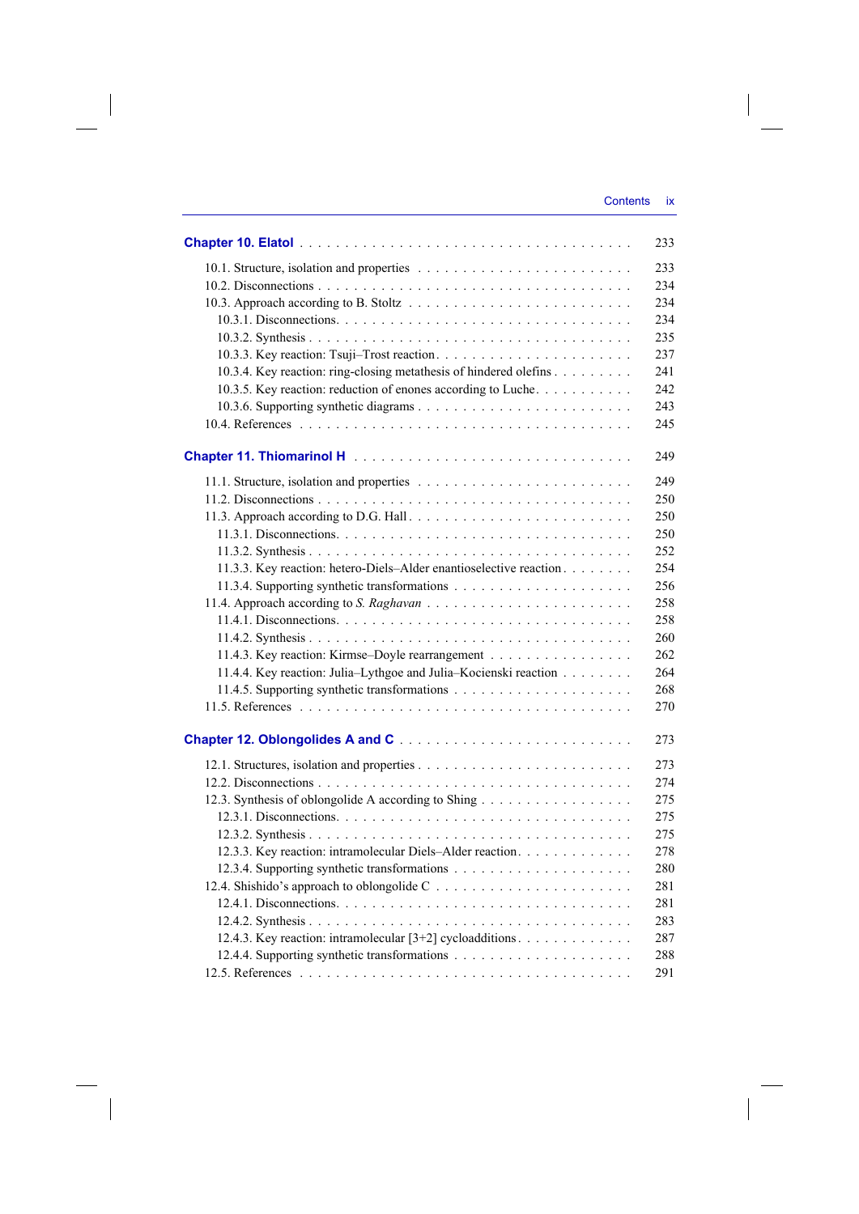**Chapter 10. Elatol** . . . . . . . . . . . . . . . . . . . . . . . . . . . . . . . . . . . 233

10.1. Structure, isolation and properties . . . . . . . . . . . . . . . . . . . . . . . 233
10.2. Disconnections . . . . . . . . . . . . . . . . . . . . . . . . . . . . . . . . . 234
10.3. Approach according to B. Stoltz . . . . . . . . . . . . . . . . . . . . . . . 234
10.3.1. Disconnections. . . . . . . . . . . . . . . . . . . . . . . . . . . . . . . 234
10.3.2. Synthesis . . . . . . . . . . . . . . . . . . . . . . . . . . . . . . . . . 235
10.3.3. Key reaction: Tsuji–Trost reaction. . . . . . . . . . . . . . . . . . . . . 237
10.3.4. Key reaction: ring-closing metathesis of hindered olefins . . . . . . . . . 241
10.3.5. Key reaction: reduction of enones according to Luche. . . . . . . . . . . 242
10.3.6. Supporting synthetic diagrams . . . . . . . . . . . . . . . . . . . . . . . 243
10.4. References . . . . . . . . . . . . . . . . . . . . . . . . . . . . . . . . . . 245

**Chapter 11. Thiomarinol H** . . . . . . . . . . . . . . . . . . . . . . . . . . . . . . 249

11.1. Structure, isolation and properties . . . . . . . . . . . . . . . . . . . . . . . 249
11.2. Disconnections . . . . . . . . . . . . . . . . . . . . . . . . . . . . . . . . . 250
11.3. Approach according to D.G. Hall . . . . . . . . . . . . . . . . . . . . . . . 250
11.3.1. Disconnections. . . . . . . . . . . . . . . . . . . . . . . . . . . . . . . 250
11.3.2. Synthesis . . . . . . . . . . . . . . . . . . . . . . . . . . . . . . . . . 252
11.3.3. Key reaction: hetero-Diels–Alder enantioselective reaction . . . . . . . . 254
11.3.4. Supporting synthetic transformations . . . . . . . . . . . . . . . . . . . 256
11.4. Approach according to *S. Raghavan* . . . . . . . . . . . . . . . . . . . . . 258
11.4.1. Disconnections. . . . . . . . . . . . . . . . . . . . . . . . . . . . . . . 258
11.4.2. Synthesis . . . . . . . . . . . . . . . . . . . . . . . . . . . . . . . . . 260
11.4.3. Key reaction: Kirmse–Doyle rearrangement . . . . . . . . . . . . . . . . 262
11.4.4. Key reaction: Julia–Lythgoe and Julia–Kocienski reaction . . . . . . . . 264
11.4.5. Supporting synthetic transformations . . . . . . . . . . . . . . . . . . . 268
11.5. References . . . . . . . . . . . . . . . . . . . . . . . . . . . . . . . . . . 270

**Chapter 12. Oblongolides A and C** . . . . . . . . . . . . . . . . . . . . . . . . . . 273

12.1. Structures, isolation and properties . . . . . . . . . . . . . . . . . . . . . . 273
12.2. Disconnections . . . . . . . . . . . . . . . . . . . . . . . . . . . . . . . . . 274
12.3. Synthesis of oblongolide A according to Shing . . . . . . . . . . . . . . . . 275
12.3.1. Disconnections. . . . . . . . . . . . . . . . . . . . . . . . . . . . . . . 275
12.3.2. Synthesis . . . . . . . . . . . . . . . . . . . . . . . . . . . . . . . . . 275
12.3.3. Key reaction: intramolecular Diels–Alder reaction. . . . . . . . . . . . . 278
12.3.4. Supporting synthetic transformations . . . . . . . . . . . . . . . . . . . 280
12.4. Shishido's approach to oblongolide C . . . . . . . . . . . . . . . . . . . . . 281
12.4.1. Disconnections. . . . . . . . . . . . . . . . . . . . . . . . . . . . . . . 281
12.4.2. Synthesis . . . . . . . . . . . . . . . . . . . . . . . . . . . . . . . . . 283
12.4.3. Key reaction: intramolecular [3+2] cycloadditions. . . . . . . . . . . . . 287
12.4.4. Supporting synthetic transformations . . . . . . . . . . . . . . . . . . . 288
12.5. References . . . . . . . . . . . . . . . . . . . . . . . . . . . . . . . . . . 291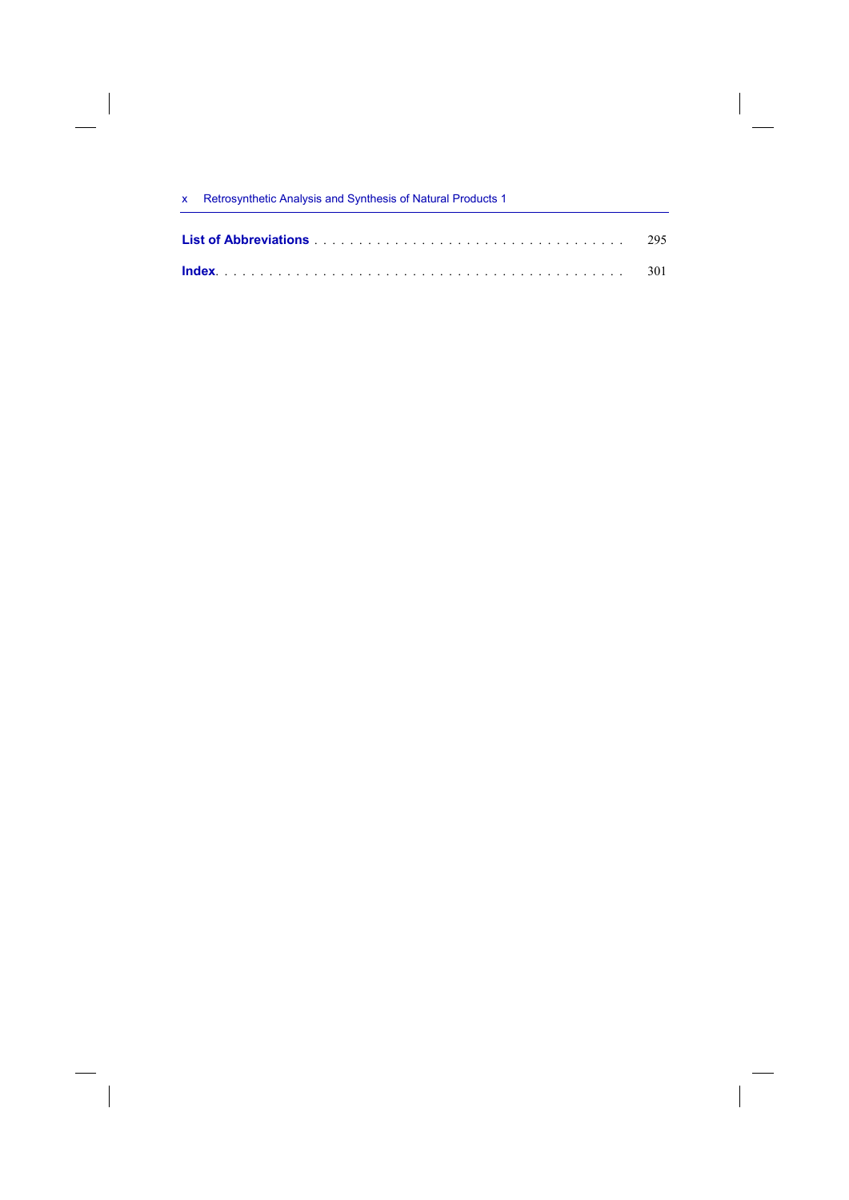**List of Abbreviations** . . . . . . . . . . . . . . . . . . . . . . . . . . . . . . . . . . 295

**Index**. . . . . . . . . . . . . . . . . . . . . . . . . . . . . . . . . . . . . . . . . . . 301